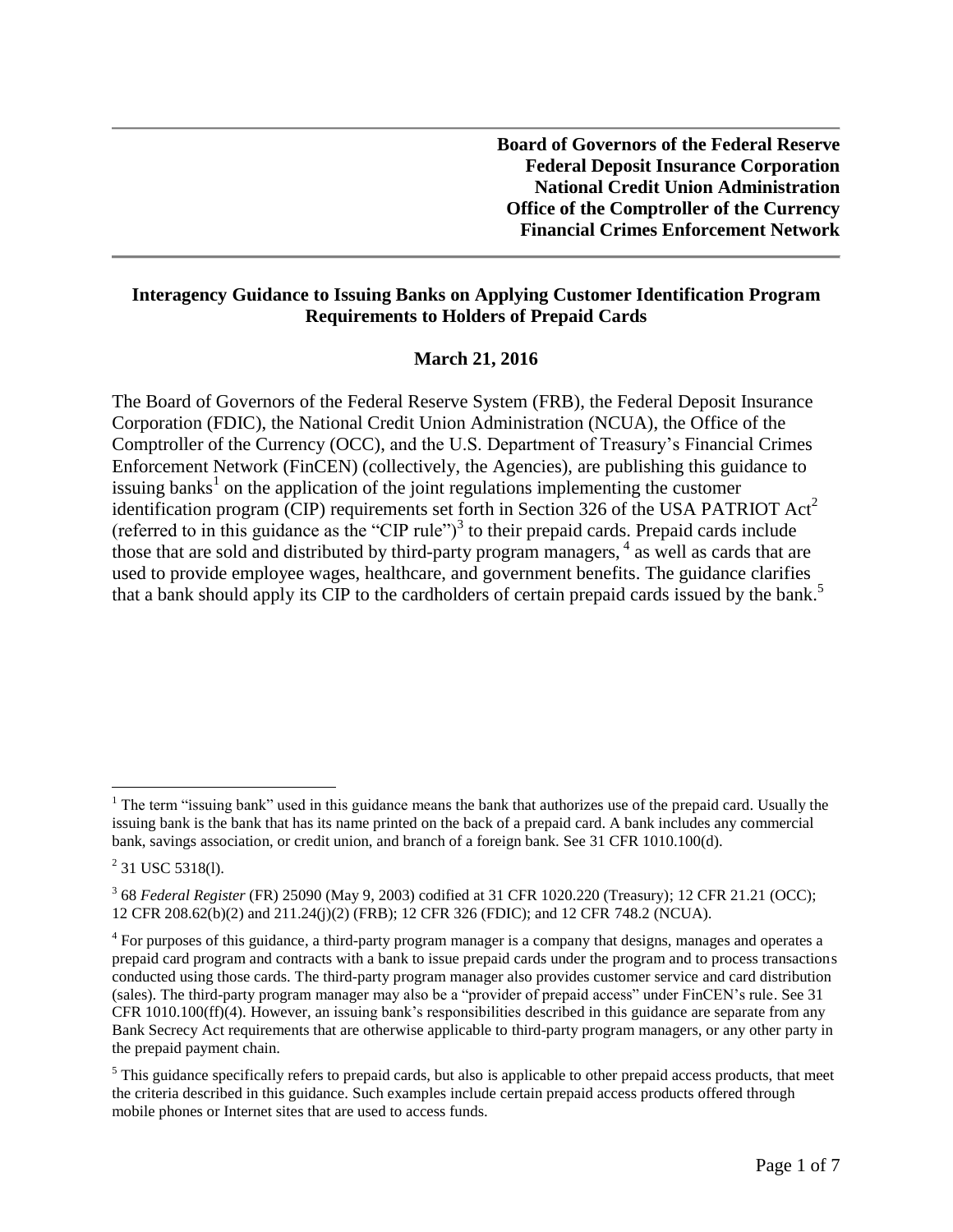**Board of Governors of the Federal Reserve**
**Federal Deposit Insurance Corporation**
**National Credit Union Administration**
**Office of the Comptroller of the Currency**
**Financial Crimes Enforcement Network**

# Interagency Guidance to Issuing Banks on Applying Customer Identification Program Requirements to Holders of Prepaid Cards

**March 21, 2016**

The Board of Governors of the Federal Reserve System (FRB), the Federal Deposit Insurance Corporation (FDIC), the National Credit Union Administration (NCUA), the Office of the Comptroller of the Currency (OCC), and the U.S. Department of Treasury's Financial Crimes Enforcement Network (FinCEN) (collectively, the Agencies), are publishing this guidance to issuing banks[1] on the application of the joint regulations implementing the customer identification program (CIP) requirements set forth in Section 326 of the USA PATRIOT Act[2] (referred to in this guidance as the "CIP rule")[3] to their prepaid cards. Prepaid cards include those that are sold and distributed by third-party program managers, [4] as well as cards that are used to provide employee wages, healthcare, and government benefits. The guidance clarifies that a bank should apply its CIP to the cardholders of certain prepaid cards issued by the bank.[5]

---

[1] The term "issuing bank" used in this guidance means the bank that authorizes use of the prepaid card. Usually the issuing bank is the bank that has its name printed on the back of a prepaid card. A bank includes any commercial bank, savings association, or credit union, and branch of a foreign bank. See 31 CFR 1010.100(d).

[2] 31 USC 5318(l).

[3] 68 *Federal Register* (FR) 25090 (May 9, 2003) codified at 31 CFR 1020.220 (Treasury); 12 CFR 21.21 (OCC); 12 CFR 208.62(b)(2) and 211.24(j)(2) (FRB); 12 CFR 326 (FDIC); and 12 CFR 748.2 (NCUA).

[4] For purposes of this guidance, a third-party program manager is a company that designs, manages and operates a prepaid card program and contracts with a bank to issue prepaid cards under the program and to process transactions conducted using those cards. The third-party program manager also provides customer service and card distribution (sales). The third-party program manager may also be a "provider of prepaid access" under FinCEN's rule. See 31 CFR 1010.100(ff)(4). However, an issuing bank's responsibilities described in this guidance are separate from any Bank Secrecy Act requirements that are otherwise applicable to third-party program managers, or any other party in the prepaid payment chain.

[5] This guidance specifically refers to prepaid cards, but also is applicable to other prepaid access products, that meet the criteria described in this guidance. Such examples include certain prepaid access products offered through mobile phones or Internet sites that are used to access funds.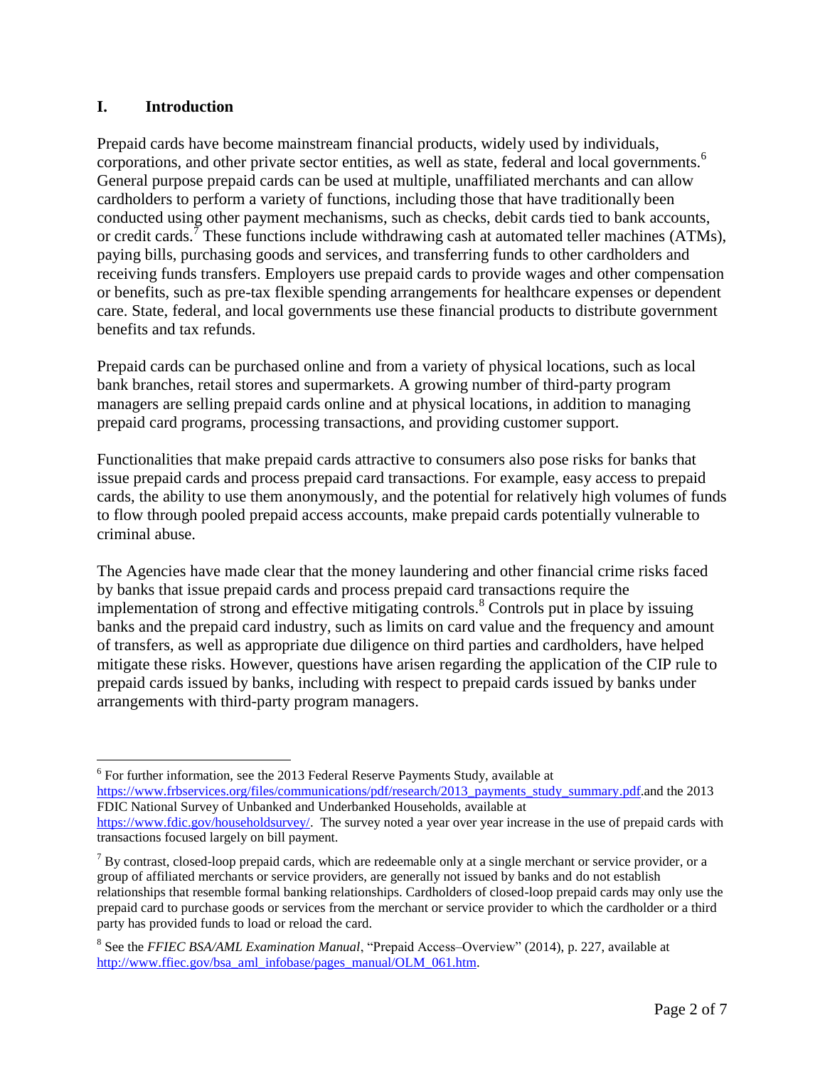## I. Introduction

Prepaid cards have become mainstream financial products, widely used by individuals, corporations, and other private sector entities, as well as state, federal and local governments.[6] General purpose prepaid cards can be used at multiple, unaffiliated merchants and can allow cardholders to perform a variety of functions, including those that have traditionally been conducted using other payment mechanisms, such as checks, debit cards tied to bank accounts, or credit cards.[7] These functions include withdrawing cash at automated teller machines (ATMs), paying bills, purchasing goods and services, and transferring funds to other cardholders and receiving funds transfers. Employers use prepaid cards to provide wages and other compensation or benefits, such as pre-tax flexible spending arrangements for healthcare expenses or dependent care. State, federal, and local governments use these financial products to distribute government benefits and tax refunds.

Prepaid cards can be purchased online and from a variety of physical locations, such as local bank branches, retail stores and supermarkets. A growing number of third-party program managers are selling prepaid cards online and at physical locations, in addition to managing prepaid card programs, processing transactions, and providing customer support.

Functionalities that make prepaid cards attractive to consumers also pose risks for banks that issue prepaid cards and process prepaid card transactions. For example, easy access to prepaid cards, the ability to use them anonymously, and the potential for relatively high volumes of funds to flow through pooled prepaid access accounts, make prepaid cards potentially vulnerable to criminal abuse.

The Agencies have made clear that the money laundering and other financial crime risks faced by banks that issue prepaid cards and process prepaid card transactions require the implementation of strong and effective mitigating controls.[8] Controls put in place by issuing banks and the prepaid card industry, such as limits on card value and the frequency and amount of transfers, as well as appropriate due diligence on third parties and cardholders, have helped mitigate these risks. However, questions have arisen regarding the application of the CIP rule to prepaid cards issued by banks, including with respect to prepaid cards issued by banks under arrangements with third-party program managers.

---

[6] For further information, see the 2013 Federal Reserve Payments Study, available at https://www.frbservices.org/files/communications/pdf/research/2013_payments_study_summary.pdf.and the 2013 FDIC National Survey of Unbanked and Underbanked Households, available at https://www.fdic.gov/householdsurvey/. The survey noted a year over year increase in the use of prepaid cards with transactions focused largely on bill payment.

[7] By contrast, closed-loop prepaid cards, which are redeemable only at a single merchant or service provider, or a group of affiliated merchants or service providers, are generally not issued by banks and do not establish relationships that resemble formal banking relationships. Cardholders of closed-loop prepaid cards may only use the prepaid card to purchase goods or services from the merchant or service provider to which the cardholder or a third party has provided funds to load or reload the card.

[8] See the *FFIEC BSA/AML Examination Manual*, "Prepaid Access–Overview" (2014), p. 227, available at http://www.ffiec.gov/bsa_aml_infobase/pages_manual/OLM_061.htm.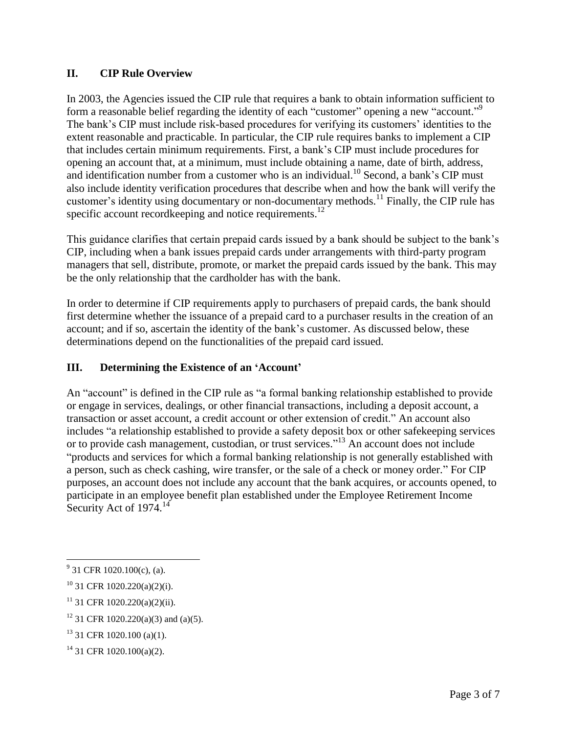## II. CIP Rule Overview

In 2003, the Agencies issued the CIP rule that requires a bank to obtain information sufficient to form a reasonable belief regarding the identity of each "customer" opening a new "account."[9] The bank's CIP must include risk-based procedures for verifying its customers' identities to the extent reasonable and practicable. In particular, the CIP rule requires banks to implement a CIP that includes certain minimum requirements. First, a bank's CIP must include procedures for opening an account that, at a minimum, must include obtaining a name, date of birth, address, and identification number from a customer who is an individual.[10] Second, a bank's CIP must also include identity verification procedures that describe when and how the bank will verify the customer's identity using documentary or non-documentary methods.[11] Finally, the CIP rule has specific account recordkeeping and notice requirements.[12]

This guidance clarifies that certain prepaid cards issued by a bank should be subject to the bank's CIP, including when a bank issues prepaid cards under arrangements with third-party program managers that sell, distribute, promote, or market the prepaid cards issued by the bank. This may be the only relationship that the cardholder has with the bank.

In order to determine if CIP requirements apply to purchasers of prepaid cards, the bank should first determine whether the issuance of a prepaid card to a purchaser results in the creation of an account; and if so, ascertain the identity of the bank's customer. As discussed below, these determinations depend on the functionalities of the prepaid card issued.

## III. Determining the Existence of an 'Account'

An "account" is defined in the CIP rule as "a formal banking relationship established to provide or engage in services, dealings, or other financial transactions, including a deposit account, a transaction or asset account, a credit account or other extension of credit." An account also includes "a relationship established to provide a safety deposit box or other safekeeping services or to provide cash management, custodian, or trust services."[13] An account does not include "products and services for which a formal banking relationship is not generally established with a person, such as check cashing, wire transfer, or the sale of a check or money order." For CIP purposes, an account does not include any account that the bank acquires, or accounts opened, to participate in an employee benefit plan established under the Employee Retirement Income Security Act of 1974.[14]

---

[9] 31 CFR 1020.100(c), (a).

[10] 31 CFR 1020.220(a)(2)(i).

[11] 31 CFR 1020.220(a)(2)(ii).

[12] 31 CFR 1020.220(a)(3) and (a)(5).

[13] 31 CFR 1020.100 (a)(1).

[14] 31 CFR 1020.100(a)(2).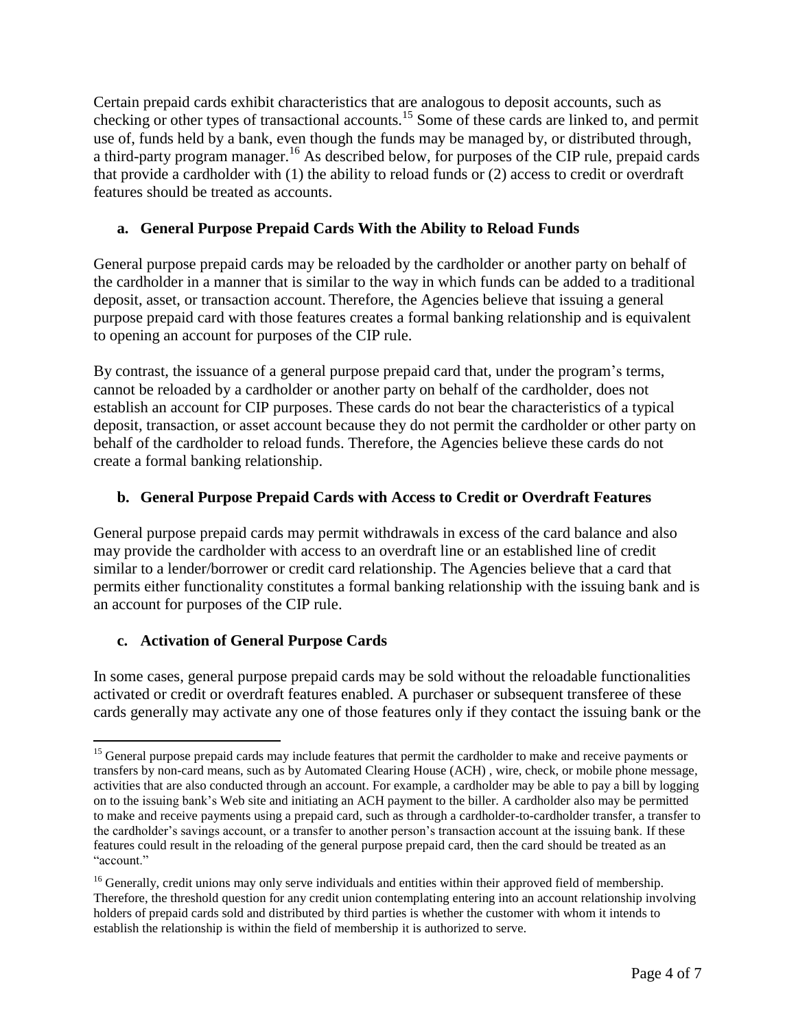Certain prepaid cards exhibit characteristics that are analogous to deposit accounts, such as checking or other types of transactional accounts.[15] Some of these cards are linked to, and permit use of, funds held by a bank, even though the funds may be managed by, or distributed through, a third-party program manager.[16] As described below, for purposes of the CIP rule, prepaid cards that provide a cardholder with (1) the ability to reload funds or (2) access to credit or overdraft features should be treated as accounts.

### a. General Purpose Prepaid Cards With the Ability to Reload Funds

General purpose prepaid cards may be reloaded by the cardholder or another party on behalf of the cardholder in a manner that is similar to the way in which funds can be added to a traditional deposit, asset, or transaction account. Therefore, the Agencies believe that issuing a general purpose prepaid card with those features creates a formal banking relationship and is equivalent to opening an account for purposes of the CIP rule.

By contrast, the issuance of a general purpose prepaid card that, under the program's terms, cannot be reloaded by a cardholder or another party on behalf of the cardholder, does not establish an account for CIP purposes. These cards do not bear the characteristics of a typical deposit, transaction, or asset account because they do not permit the cardholder or other party on behalf of the cardholder to reload funds. Therefore, the Agencies believe these cards do not create a formal banking relationship.

### b. General Purpose Prepaid Cards with Access to Credit or Overdraft Features

General purpose prepaid cards may permit withdrawals in excess of the card balance and also may provide the cardholder with access to an overdraft line or an established line of credit similar to a lender/borrower or credit card relationship. The Agencies believe that a card that permits either functionality constitutes a formal banking relationship with the issuing bank and is an account for purposes of the CIP rule.

### c. Activation of General Purpose Cards

In some cases, general purpose prepaid cards may be sold without the reloadable functionalities activated or credit or overdraft features enabled. A purchaser or subsequent transferee of these cards generally may activate any one of those features only if they contact the issuing bank or the

---

[15] General purpose prepaid cards may include features that permit the cardholder to make and receive payments or transfers by non-card means, such as by Automated Clearing House (ACH) , wire, check, or mobile phone message, activities that are also conducted through an account. For example, a cardholder may be able to pay a bill by logging on to the issuing bank's Web site and initiating an ACH payment to the biller. A cardholder also may be permitted to make and receive payments using a prepaid card, such as through a cardholder-to-cardholder transfer, a transfer to the cardholder's savings account, or a transfer to another person's transaction account at the issuing bank. If these features could result in the reloading of the general purpose prepaid card, then the card should be treated as an "account."

[16] Generally, credit unions may only serve individuals and entities within their approved field of membership. Therefore, the threshold question for any credit union contemplating entering into an account relationship involving holders of prepaid cards sold and distributed by third parties is whether the customer with whom it intends to establish the relationship is within the field of membership it is authorized to serve.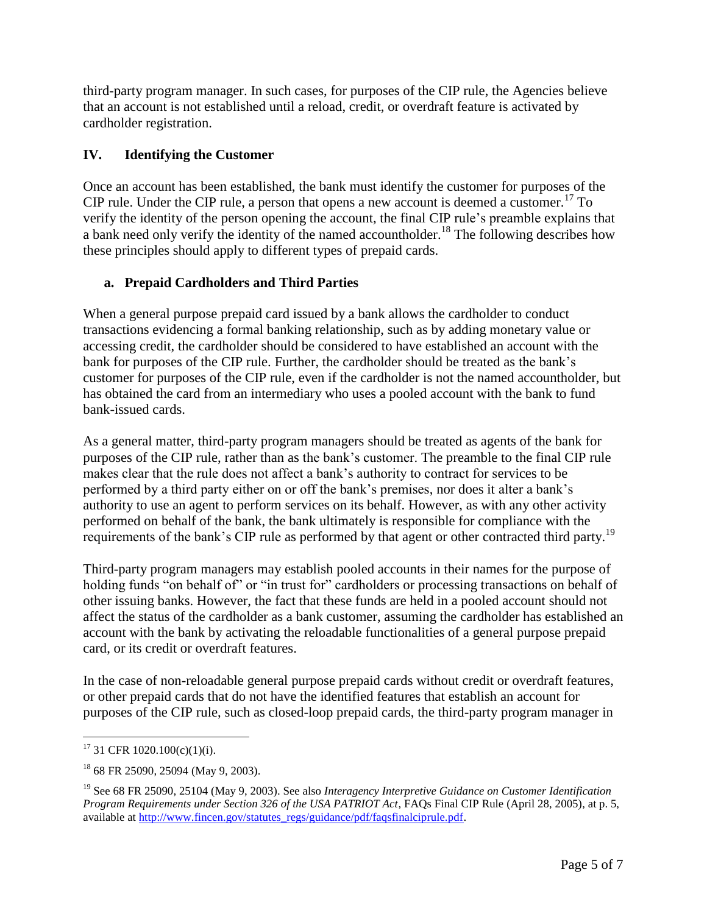third-party program manager. In such cases, for purposes of the CIP rule, the Agencies believe that an account is not established until a reload, credit, or overdraft feature is activated by cardholder registration.

## IV. Identifying the Customer

Once an account has been established, the bank must identify the customer for purposes of the CIP rule. Under the CIP rule, a person that opens a new account is deemed a customer.[17] To verify the identity of the person opening the account, the final CIP rule's preamble explains that a bank need only verify the identity of the named accountholder.[18] The following describes how these principles should apply to different types of prepaid cards.

### a. Prepaid Cardholders and Third Parties

When a general purpose prepaid card issued by a bank allows the cardholder to conduct transactions evidencing a formal banking relationship, such as by adding monetary value or accessing credit, the cardholder should be considered to have established an account with the bank for purposes of the CIP rule. Further, the cardholder should be treated as the bank's customer for purposes of the CIP rule, even if the cardholder is not the named accountholder, but has obtained the card from an intermediary who uses a pooled account with the bank to fund bank-issued cards.

As a general matter, third-party program managers should be treated as agents of the bank for purposes of the CIP rule, rather than as the bank's customer. The preamble to the final CIP rule makes clear that the rule does not affect a bank's authority to contract for services to be performed by a third party either on or off the bank's premises, nor does it alter a bank's authority to use an agent to perform services on its behalf. However, as with any other activity performed on behalf of the bank, the bank ultimately is responsible for compliance with the requirements of the bank's CIP rule as performed by that agent or other contracted third party.[19]

Third-party program managers may establish pooled accounts in their names for the purpose of holding funds "on behalf of" or "in trust for" cardholders or processing transactions on behalf of other issuing banks. However, the fact that these funds are held in a pooled account should not affect the status of the cardholder as a bank customer, assuming the cardholder has established an account with the bank by activating the reloadable functionalities of a general purpose prepaid card, or its credit or overdraft features.

In the case of non-reloadable general purpose prepaid cards without credit or overdraft features, or other prepaid cards that do not have the identified features that establish an account for purposes of the CIP rule, such as closed-loop prepaid cards, the third-party program manager in

---

[17] 31 CFR 1020.100(c)(1)(i).

[18] 68 FR 25090, 25094 (May 9, 2003).

[19] See 68 FR 25090, 25104 (May 9, 2003). See also *Interagency Interpretive Guidance on Customer Identification Program Requirements under Section 326 of the USA PATRIOT Act*, FAQs Final CIP Rule (April 28, 2005), at p. 5, available at http://www.fincen.gov/statutes_regs/guidance/pdf/faqsfinalciprule.pdf.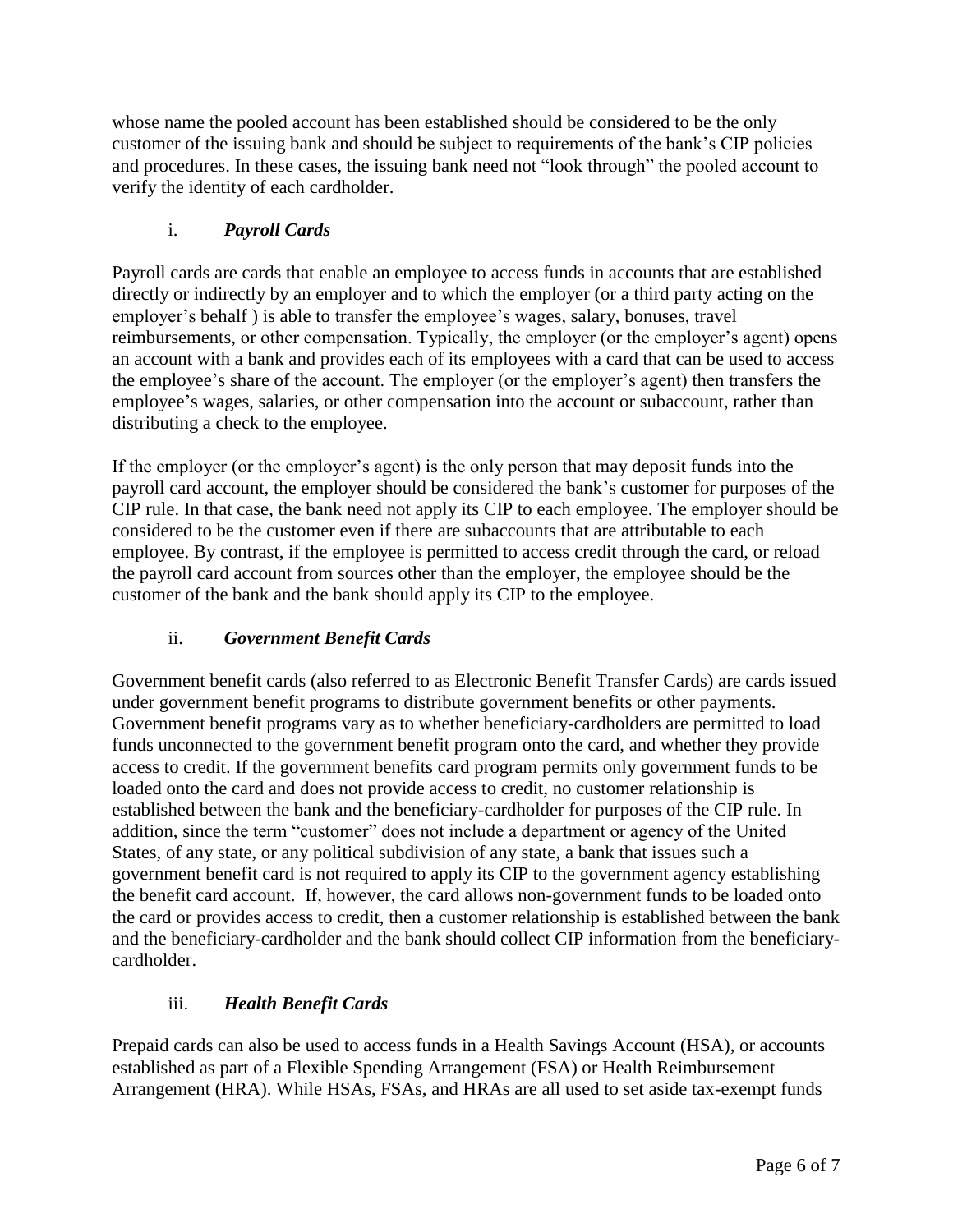whose name the pooled account has been established should be considered to be the only customer of the issuing bank and should be subject to requirements of the bank's CIP policies and procedures. In these cases, the issuing bank need not "look through" the pooled account to verify the identity of each cardholder.

### i. *Payroll Cards*

Payroll cards are cards that enable an employee to access funds in accounts that are established directly or indirectly by an employer and to which the employer (or a third party acting on the employer's behalf ) is able to transfer the employee's wages, salary, bonuses, travel reimbursements, or other compensation. Typically, the employer (or the employer's agent) opens an account with a bank and provides each of its employees with a card that can be used to access the employee's share of the account. The employer (or the employer's agent) then transfers the employee's wages, salaries, or other compensation into the account or subaccount, rather than distributing a check to the employee.

If the employer (or the employer's agent) is the only person that may deposit funds into the payroll card account, the employer should be considered the bank's customer for purposes of the CIP rule. In that case, the bank need not apply its CIP to each employee. The employer should be considered to be the customer even if there are subaccounts that are attributable to each employee. By contrast, if the employee is permitted to access credit through the card, or reload the payroll card account from sources other than the employer, the employee should be the customer of the bank and the bank should apply its CIP to the employee.

### ii. *Government Benefit Cards*

Government benefit cards (also referred to as Electronic Benefit Transfer Cards) are cards issued under government benefit programs to distribute government benefits or other payments. Government benefit programs vary as to whether beneficiary-cardholders are permitted to load funds unconnected to the government benefit program onto the card, and whether they provide access to credit. If the government benefits card program permits only government funds to be loaded onto the card and does not provide access to credit, no customer relationship is established between the bank and the beneficiary-cardholder for purposes of the CIP rule. In addition, since the term "customer" does not include a department or agency of the United States, of any state, or any political subdivision of any state, a bank that issues such a government benefit card is not required to apply its CIP to the government agency establishing the benefit card account. If, however, the card allows non-government funds to be loaded onto the card or provides access to credit, then a customer relationship is established between the bank and the beneficiary-cardholder and the bank should collect CIP information from the beneficiary-cardholder.

### iii. *Health Benefit Cards*

Prepaid cards can also be used to access funds in a Health Savings Account (HSA), or accounts established as part of a Flexible Spending Arrangement (FSA) or Health Reimbursement Arrangement (HRA). While HSAs, FSAs, and HRAs are all used to set aside tax-exempt funds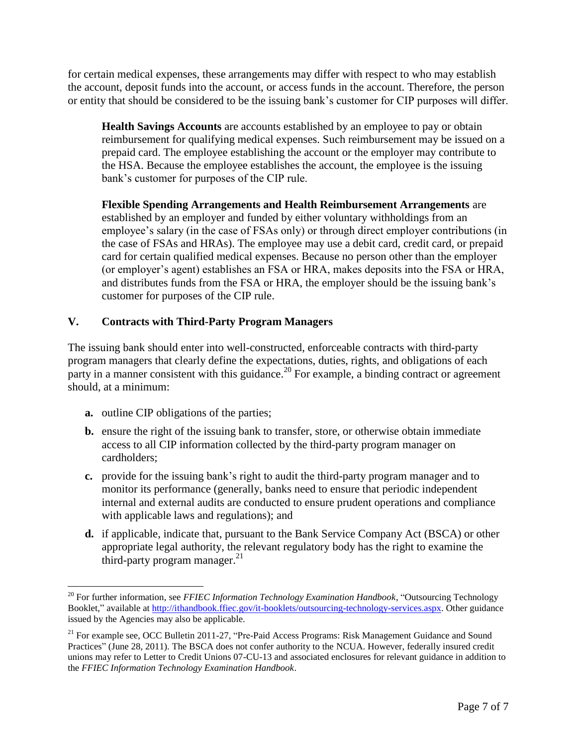for certain medical expenses, these arrangements may differ with respect to who may establish the account, deposit funds into the account, or access funds in the account. Therefore, the person or entity that should be considered to be the issuing bank's customer for CIP purposes will differ.

> **Health Savings Accounts** are accounts established by an employee to pay or obtain reimbursement for qualifying medical expenses. Such reimbursement may be issued on a prepaid card. The employee establishing the account or the employer may contribute to the HSA. Because the employee establishes the account, the employee is the issuing bank's customer for purposes of the CIP rule.
>
> **Flexible Spending Arrangements and Health Reimbursement Arrangements** are established by an employer and funded by either voluntary withholdings from an employee's salary (in the case of FSAs only) or through direct employer contributions (in the case of FSAs and HRAs). The employee may use a debit card, credit card, or prepaid card for certain qualified medical expenses. Because no person other than the employer (or employer's agent) establishes an FSA or HRA, makes deposits into the FSA or HRA, and distributes funds from the FSA or HRA, the employer should be the issuing bank's customer for purposes of the CIP rule.

## V. Contracts with Third-Party Program Managers

The issuing bank should enter into well-constructed, enforceable contracts with third-party program managers that clearly define the expectations, duties, rights, and obligations of each party in a manner consistent with this guidance.[20] For example, a binding contract or agreement should, at a minimum:

- **a.** outline CIP obligations of the parties;
- **b.** ensure the right of the issuing bank to transfer, store, or otherwise obtain immediate access to all CIP information collected by the third-party program manager on cardholders;
- **c.** provide for the issuing bank's right to audit the third-party program manager and to monitor its performance (generally, banks need to ensure that periodic independent internal and external audits are conducted to ensure prudent operations and compliance with applicable laws and regulations); and
- **d.** if applicable, indicate that, pursuant to the Bank Service Company Act (BSCA) or other appropriate legal authority, the relevant regulatory body has the right to examine the third-party program manager.[21]

---

[20] For further information, see *FFIEC Information Technology Examination Handbook*, "Outsourcing Technology Booklet," available at http://ithandbook.ffiec.gov/it-booklets/outsourcing-technology-services.aspx. Other guidance issued by the Agencies may also be applicable.

[21] For example see, OCC Bulletin 2011-27, "Pre-Paid Access Programs: Risk Management Guidance and Sound Practices" (June 28, 2011). The BSCA does not confer authority to the NCUA. However, federally insured credit unions may refer to Letter to Credit Unions 07-CU-13 and associated enclosures for relevant guidance in addition to the *FFIEC Information Technology Examination Handbook*.